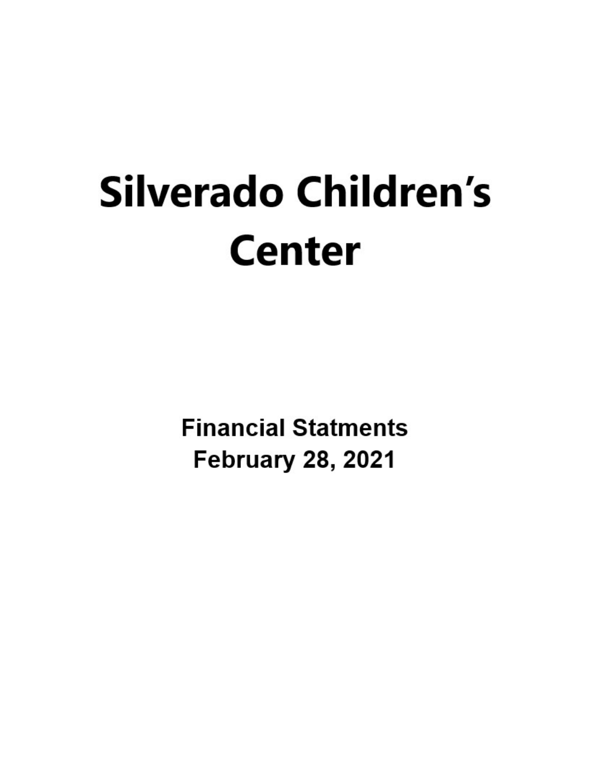# Silverado Children's Center

**Financial Statments**
**February 28, 2021**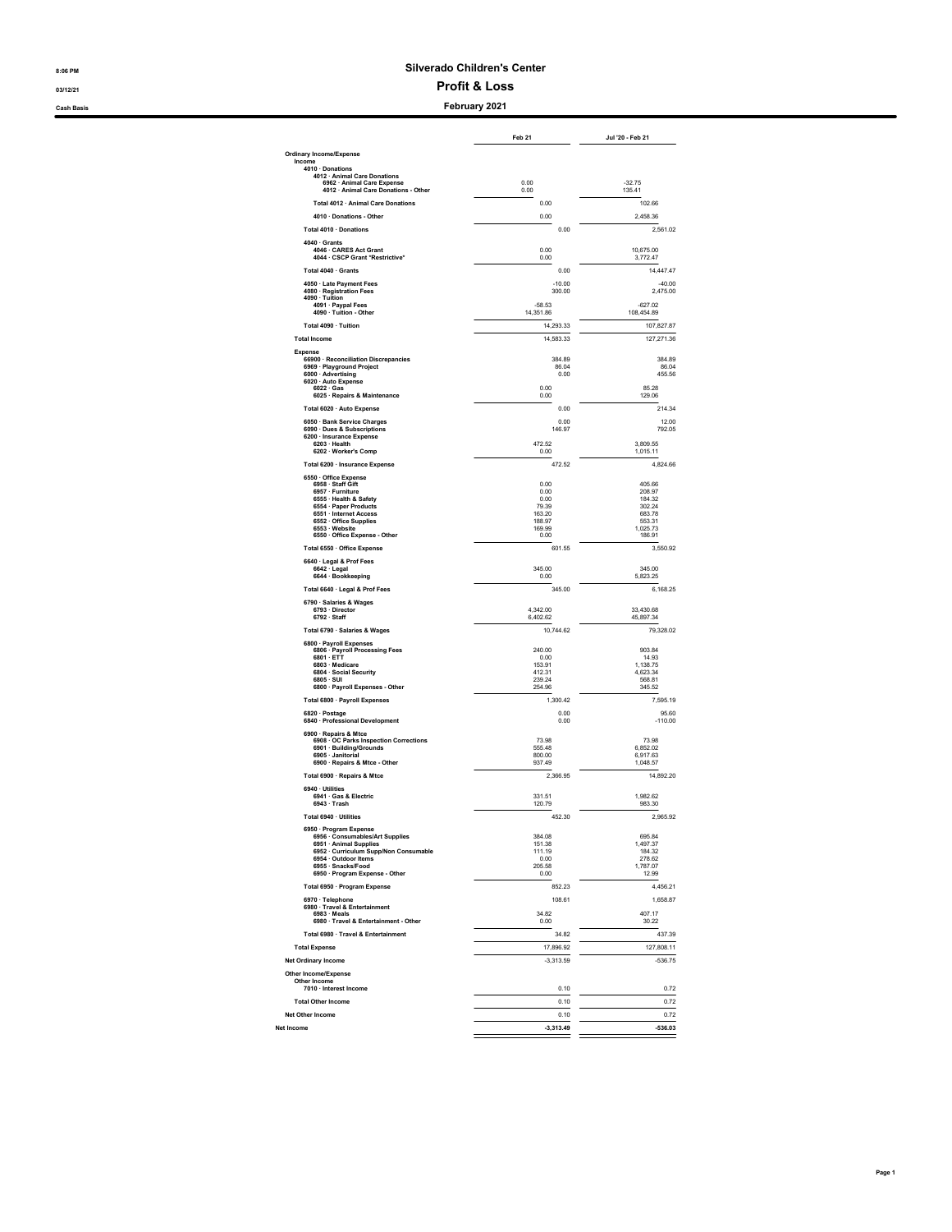# Silverado Children's Center

## Profit & Loss

### February 2021

8:06 PM
03/12/21
Cash Basis

| | Feb 21 | Jul '20 - Feb 21 |
|---|---|---|
| **Ordinary Income/Expense** | | |
| **Income** | | |
| 4010 · Donations | | |
| 4012 · Animal Care Donations | | |
| 6962 · Animal Care Expense | 0.00 | -32.75 |
| 4012 · Animal Care Donations - Other | 0.00 | 135.41 |
| Total 4012 · Animal Care Donations | 0.00 | 102.66 |
| 4010 · Donations - Other | 0.00 | 2,458.36 |
| Total 4010 · Donations | 0.00 | 2,561.02 |
| 4040 · Grants | | |
| 4046 · CARES Act Grant | 0.00 | 10,675.00 |
| 4044 · CSCP Grant *Restrictive* | 0.00 | 3,772.47 |
| Total 4040 · Grants | 0.00 | 14,447.47 |
| 4050 · Late Payment Fees | -10.00 | -40.00 |
| 4080 · Registration Fees | 300.00 | 2,475.00 |
| 4090 · Tuition | | |
| 4091 · Paypal Fees | -58.53 | -627.02 |
| 4090 · Tuition - Other | 14,351.86 | 108,454.89 |
| Total 4090 · Tuition | 14,293.33 | 107,827.87 |
| **Total Income** | 14,583.33 | 127,271.36 |
| **Expense** | | |
| 66900 · Reconciliation Discrepancies | 384.89 | 384.89 |
| 6969 · Playground Project | 86.04 | 86.04 |
| 6000 · Advertising | 0.00 | 455.56 |
| 6020 · Auto Expense | | |
| 6022 · Gas | 0.00 | 85.28 |
| 6025 · Repairs & Maintenance | 0.00 | 129.06 |
| Total 6020 · Auto Expense | 0.00 | 214.34 |
| 6050 · Bank Service Charges | 0.00 | 12.00 |
| 6090 · Dues & Subscriptions | 146.97 | 792.05 |
| 6200 · Insurance Expense | | |
| 6203 · Health | 472.52 | 3,809.55 |
| 6202 · Worker's Comp | 0.00 | 1,015.11 |
| Total 6200 · Insurance Expense | 472.52 | 4,824.66 |
| 6550 · Office Expense | | |
| 6958 · Staff Gift | 0.00 | 405.66 |
| 6957 · Furniture | 0.00 | 208.97 |
| 6555 · Health & Safety | 0.00 | 184.32 |
| 6554 · Paper Products | 79.39 | 302.24 |
| 6551 · Internet Access | 163.20 | 683.78 |
| 6552 · Office Supplies | 188.97 | 553.31 |
| 6553 · Website | 169.99 | 1,025.73 |
| 6550 · Office Expense - Other | 0.00 | 186.91 |
| Total 6550 · Office Expense | 601.55 | 3,550.92 |
| 6640 · Legal & Prof Fees | | |
| 6642 · Legal | 345.00 | 345.00 |
| 6644 · Bookkeeping | 0.00 | 5,823.25 |
| Total 6640 · Legal & Prof Fees | 345.00 | 6,168.25 |
| 6790 · Salaries & Wages | | |
| 6793 · Director | 4,342.00 | 33,430.68 |
| 6792 · Staff | 6,402.62 | 45,897.34 |
| Total 6790 · Salaries & Wages | 10,744.62 | 79,328.02 |
| 6800 · Payroll Expenses | | |
| 6806 · Payroll Processing Fees | 240.00 | 903.84 |
| 6801 · ETT | 0.00 | 14.93 |
| 6803 · Medicare | 153.91 | 1,138.75 |
| 6804 · Social Security | 412.31 | 4,623.34 |
| 6805 · SUI | 239.24 | 568.81 |
| 6800 · Payroll Expenses - Other | 254.96 | 345.52 |
| Total 6800 · Payroll Expenses | 1,300.42 | 7,595.19 |
| 6820 · Postage | 0.00 | 95.60 |
| 6840 · Professional Development | 0.00 | -110.00 |
| 6900 · Repairs & Mtce | | |
| 6908 · OC Parks Inspection Corrections | 73.98 | 73.98 |
| 6901 · Building/Grounds | 555.48 | 6,852.02 |
| 6905 · Janitorial | 800.00 | 6,917.63 |
| 6900 · Repairs & Mtce - Other | 937.49 | 1,048.57 |
| Total 6900 · Repairs & Mtce | 2,366.95 | 14,892.20 |
| 6940 · Utilities | | |
| 6941 · Gas & Electric | 331.51 | 1,982.62 |
| 6943 · Trash | 120.79 | 983.30 |
| Total 6940 · Utilities | 452.30 | 2,965.92 |
| 6950 · Program Expense | | |
| 6956 · Consumables/Art Supplies | 384.08 | 695.84 |
| 6951 · Animal Supplies | 151.38 | 1,497.37 |
| 6952 · Curriculum Supp/Non Consumable | 111.19 | 184.32 |
| 6954 · Outdoor Items | 0.00 | 278.62 |
| 6955 · Snacks/Food | 205.58 | 1,787.07 |
| 6950 · Program Expense - Other | 0.00 | 12.99 |
| Total 6950 · Program Expense | 852.23 | 4,456.21 |
| 6970 · Telephone | 108.61 | 1,658.87 |
| 6980 · Travel & Entertainment | | |
| 6983 · Meals | 34.82 | 407.17 |
| 6980 · Travel & Entertainment - Other | 0.00 | 30.22 |
| Total 6980 · Travel & Entertainment | 34.82 | 437.39 |
| **Total Expense** | 17,896.92 | 127,808.11 |
| **Net Ordinary Income** | -3,313.59 | -536.75 |
| **Other Income/Expense** | | |
| Other Income | | |
| 7010 · Interest Income | 0.10 | 0.72 |
| Total Other Income | 0.10 | 0.72 |
| **Net Other Income** | 0.10 | 0.72 |
| **Net Income** | **-3,313.49** | **-536.03** |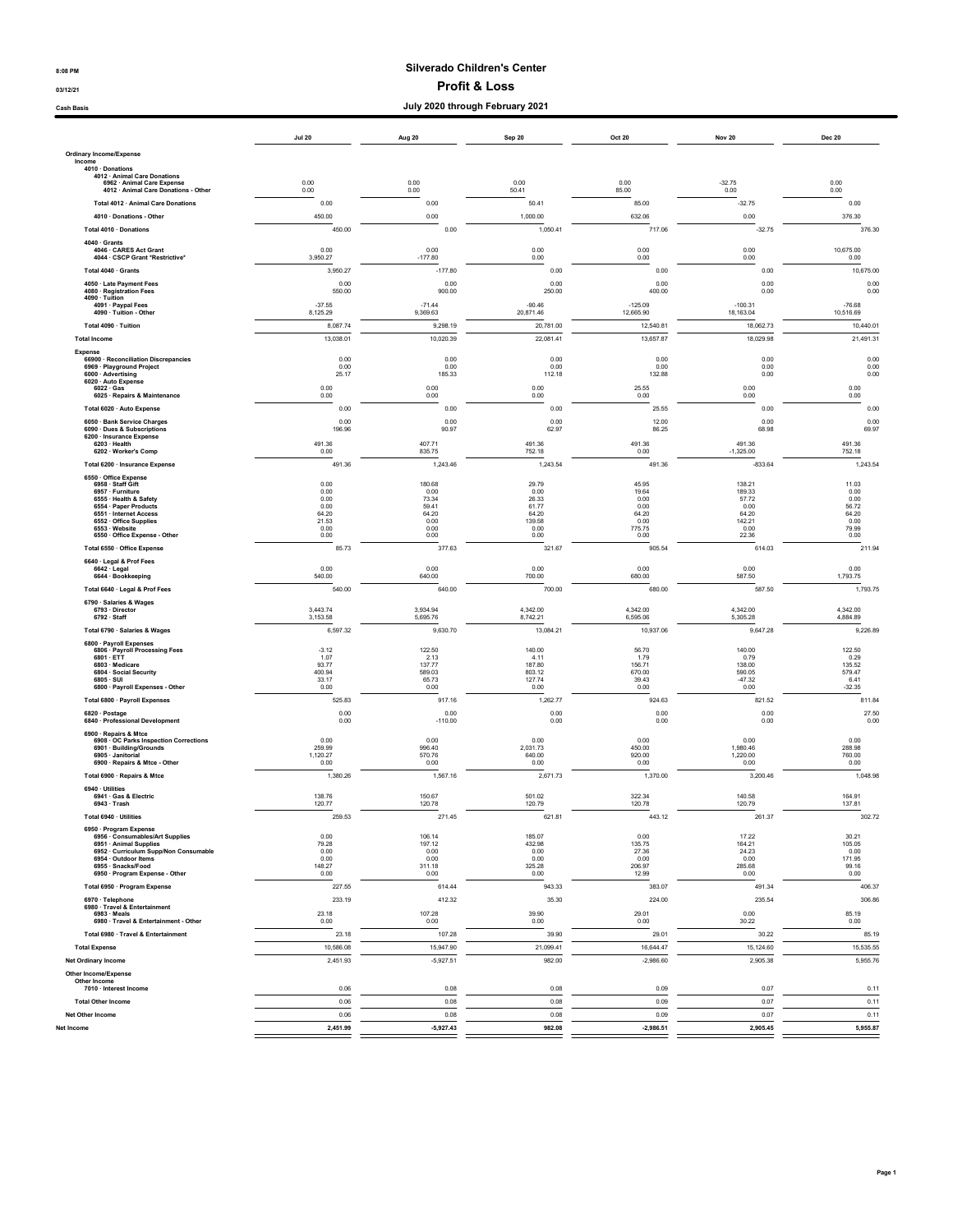# Silverado Children's Center

## Profit & Loss

### July 2020 through February 2021

8:08 PM
03/12/21
Cash Basis

| | Jul 20 | Aug 20 | Sep 20 | Oct 20 | Nov 20 | Dec 20 |
|---|---|---|---|---|---|---|
| **Ordinary Income/Expense** | | | | | | |
| **Income** | | | | | | |
| 4010 · Donations | | | | | | |
| 4012 · Animal Care Donations | | | | | | |
| 6962 · Animal Care Expense | 0.00 | 0.00 | 0.00 | 0.00 | -32.75 | 0.00 |
| 4012 · Animal Care Donations - Other | 0.00 | 0.00 | 50.41 | 85.00 | 0.00 | 0.00 |
| Total 4012 · Animal Care Donations | 0.00 | 0.00 | 50.41 | 85.00 | -32.75 | 0.00 |
| 4010 · Donations - Other | 450.00 | 0.00 | 1,000.00 | 632.06 | 0.00 | 376.30 |
| Total 4010 · Donations | 450.00 | 0.00 | 1,050.41 | 717.06 | -32.75 | 376.30 |
| 4040 · Grants | | | | | | |
| 4046 · CARES Act Grant | 0.00 | 0.00 | 0.00 | 0.00 | 0.00 | 10,675.00 |
| 4044 · CSCP Grant *Restrictive* | 3,950.27 | -177.80 | 0.00 | 0.00 | 0.00 | 0.00 |
| Total 4040 · Grants | 3,950.27 | -177.80 | 0.00 | 0.00 | 0.00 | 10,675.00 |
| 4050 · Late Payment Fees | 0.00 | 0.00 | 0.00 | 0.00 | 0.00 | 0.00 |
| 4080 · Registration Fees | 550.00 | 900.00 | 250.00 | 400.00 | 0.00 | 0.00 |
| 4090 · Tuition | | | | | | |
| 4091 · Paypal Fees | -37.55 | -71.44 | -90.46 | -125.09 | -100.31 | -76.68 |
| 4090 · Tuition - Other | 8,125.29 | 9,369.63 | 20,871.46 | 12,665.90 | 18,163.04 | 10,516.69 |
| Total 4090 · Tuition | 8,087.74 | 9,298.19 | 20,781.00 | 12,540.81 | 18,062.73 | 10,440.01 |
| **Total Income** | 13,038.01 | 10,020.39 | 22,081.41 | 13,657.87 | 18,029.98 | 21,491.31 |
| **Expense** | | | | | | |
| 66900 · Reconciliation Discrepancies | 0.00 | 0.00 | 0.00 | 0.00 | 0.00 | 0.00 |
| 6969 · Playground Project | 0.00 | 0.00 | 0.00 | 0.00 | 0.00 | 0.00 |
| 6000 · Advertising | 25.17 | 185.33 | 112.18 | 132.88 | 0.00 | 0.00 |
| 6020 · Auto Expense | | | | | | |
| 6022 · Gas | 0.00 | 0.00 | 0.00 | 25.55 | 0.00 | 0.00 |
| 6025 · Repairs & Maintenance | 0.00 | 0.00 | 0.00 | 0.00 | 0.00 | 0.00 |
| Total 6020 · Auto Expense | 0.00 | 0.00 | 0.00 | 25.55 | 0.00 | 0.00 |
| 6050 · Bank Service Charges | 0.00 | 0.00 | 0.00 | 12.00 | 0.00 | 0.00 |
| 6090 · Dues & Subscriptions | 196.96 | 90.97 | 62.97 | 86.25 | 68.98 | 69.97 |
| 6200 · Insurance Expense | | | | | | |
| 6203 · Health | 491.36 | 407.71 | 491.36 | 491.36 | 491.36 | 491.36 |
| 6202 · Worker's Comp | 0.00 | 835.75 | 752.18 | 0.00 | -1,325.00 | 752.18 |
| Total 6200 · Insurance Expense | 491.36 | 1,243.46 | 1,243.54 | 491.36 | -833.64 | 1,243.54 |
| 6550 · Office Expense | | | | | | |
| 6958 · Staff Gift | 0.00 | 180.68 | 29.79 | 45.95 | 138.21 | 11.03 |
| 6957 · Furniture | 0.00 | 0.00 | 0.00 | 19.64 | 189.33 | 0.00 |
| 6555 · Health & Safety | 0.00 | 73.34 | 26.33 | 0.00 | 57.72 | 0.00 |
| 6554 · Paper Products | 0.00 | 59.41 | 61.77 | 0.00 | 0.00 | 56.72 |
| 6551 · Internet Access | 64.20 | 64.20 | 64.20 | 64.20 | 64.20 | 64.20 |
| 6552 · Office Supplies | 21.53 | 0.00 | 139.58 | 0.00 | 142.21 | 0.00 |
| 6553 · Website | 0.00 | 0.00 | 0.00 | 775.75 | 0.00 | 79.99 |
| 6550 · Office Expense - Other | 0.00 | 0.00 | 0.00 | 0.00 | 22.36 | 0.00 |
| Total 6550 · Office Expense | 85.73 | 377.63 | 321.67 | 905.54 | 614.03 | 211.94 |
| 6640 · Legal & Prof Fees | | | | | | |
| 6642 · Legal | 0.00 | 0.00 | 0.00 | 0.00 | 0.00 | 0.00 |
| 6644 · Bookkeeping | 540.00 | 640.00 | 700.00 | 680.00 | 587.50 | 1,793.75 |
| Total 6640 · Legal & Prof Fees | 540.00 | 640.00 | 700.00 | 680.00 | 587.50 | 1,793.75 |
| 6790 · Salaries & Wages | | | | | | |
| 6793 · Director | 3,443.74 | 3,934.94 | 4,342.00 | 4,342.00 | 4,342.00 | 4,342.00 |
| 6792 · Staff | 3,153.58 | 5,695.76 | 8,742.21 | 6,595.06 | 5,305.28 | 4,884.89 |
| Total 6790 · Salaries & Wages | 6,597.32 | 9,630.70 | 13,084.21 | 10,937.06 | 9,647.28 | 9,226.89 |
| 6800 · Payroll Expenses | | | | | | |
| 6806 · Payroll Processing Fees | -3.12 | 122.50 | 140.00 | 56.70 | 140.00 | 122.50 |
| 6801 · ETT | 1.07 | 2.13 | 4.11 | 1.79 | 0.79 | 0.29 |
| 6803 · Medicare | 93.77 | 137.77 | 187.80 | 156.71 | 138.00 | 135.52 |
| 6804 · Social Security | 400.94 | 589.03 | 803.12 | 670.00 | 590.05 | 579.47 |
| 6805 · SUI | 33.17 | 65.73 | 127.74 | 39.43 | -47.32 | 6.41 |
| 6800 · Payroll Expenses - Other | 0.00 | 0.00 | 0.00 | 0.00 | 0.00 | -32.35 |
| Total 6800 · Payroll Expenses | 525.83 | 917.16 | 1,262.77 | 924.63 | 821.52 | 811.84 |
| 6820 · Postage | 0.00 | 0.00 | 0.00 | 0.00 | 0.00 | 27.50 |
| 6840 · Professional Development | 0.00 | -110.00 | 0.00 | 0.00 | 0.00 | 0.00 |
| 6900 · Repairs & Mtce | | | | | | |
| 6908 · OC Parks Inspection Corrections | 0.00 | 0.00 | 0.00 | 0.00 | 0.00 | 0.00 |
| 6901 · Building/Grounds | 259.99 | 996.40 | 2,031.73 | 450.00 | 1,980.46 | 288.98 |
| 6905 · Janitorial | 1,120.27 | 570.76 | 640.00 | 920.00 | 1,220.00 | 760.00 |
| 6900 · Repairs & Mtce - Other | 0.00 | 0.00 | 0.00 | 0.00 | 0.00 | 0.00 |
| Total 6900 · Repairs & Mtce | 1,380.26 | 1,567.16 | 2,671.73 | 1,370.00 | 3,200.46 | 1,048.98 |
| 6940 · Utilities | | | | | | |
| 6941 · Gas & Electric | 138.76 | 150.67 | 501.02 | 322.34 | 140.58 | 164.91 |
| 6943 · Trash | 120.77 | 120.78 | 120.79 | 120.78 | 120.79 | 137.81 |
| Total 6940 · Utilities | 259.53 | 271.45 | 621.81 | 443.12 | 261.37 | 302.72 |
| 6950 · Program Expense | | | | | | |
| 6956 · Consumables/Art Supplies | 0.00 | 106.14 | 185.07 | 0.00 | 17.22 | 30.21 |
| 6951 · Animal Supplies | 79.28 | 197.12 | 432.98 | 135.75 | 164.21 | 105.05 |
| 6952 · Curriculum Supp/Non Consumable | 0.00 | 0.00 | 0.00 | 27.36 | 24.23 | 0.00 |
| 6954 · Outdoor Items | 0.00 | 0.00 | 0.00 | 0.00 | 0.00 | 171.95 |
| 6955 · Snacks/Food | 148.27 | 311.18 | 325.28 | 206.97 | 285.68 | 99.16 |
| 6950 · Program Expense - Other | 0.00 | 0.00 | 0.00 | 12.99 | 0.00 | 0.00 |
| Total 6950 · Program Expense | 227.55 | 614.44 | 943.33 | 383.07 | 491.34 | 406.37 |
| 6970 · Telephone | 233.19 | 412.32 | 35.30 | 224.00 | 235.54 | 306.86 |
| 6980 · Travel & Entertainment | | | | | | |
| 6983 · Meals | 23.18 | 107.28 | 39.90 | 29.01 | 0.00 | 85.19 |
| 6980 · Travel & Entertainment - Other | 0.00 | 0.00 | 0.00 | 0.00 | 30.22 | 0.00 |
| Total 6980 · Travel & Entertainment | 23.18 | 107.28 | 39.90 | 29.01 | 30.22 | 85.19 |
| **Total Expense** | 10,586.08 | 15,947.90 | 21,099.41 | 16,644.47 | 15,124.60 | 15,535.55 |
| **Net Ordinary Income** | 2,451.93 | -5,927.51 | 982.00 | -2,986.60 | 2,905.38 | 5,955.76 |
| **Other Income/Expense** | | | | | | |
| Other Income | | | | | | |
| 7010 · Interest Income | 0.06 | 0.08 | 0.08 | 0.09 | 0.07 | 0.11 |
| Total Other Income | 0.06 | 0.08 | 0.08 | 0.09 | 0.07 | 0.11 |
| **Net Other Income** | 0.06 | 0.08 | 0.08 | 0.09 | 0.07 | 0.11 |
| **Net Income** | **2,451.99** | **-5,927.43** | **982.08** | **-2,986.51** | **2,905.45** | **5,955.87** |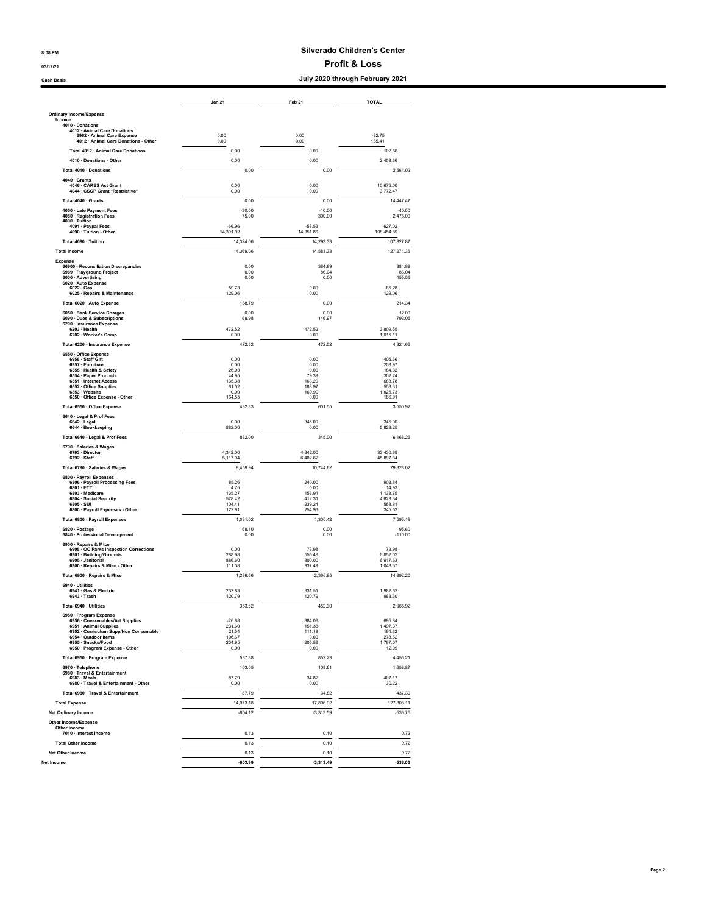# Silverado Children's Center

## Profit & Loss

### July 2020 through February 2021

8:08 PM
03/12/21
Cash Basis

| | Jan 21 | Feb 21 | TOTAL |
|---|---|---|---|
| **Ordinary Income/Expense** | | | |
| **Income** | | | |
| 4010 · Donations | | | |
| 4012 · Animal Care Donations | | | |
| 6962 · Animal Care Expense | 0.00 | 0.00 | -32.75 |
| 4012 · Animal Care Donations - Other | 0.00 | 0.00 | 135.41 |
| Total 4012 · Animal Care Donations | 0.00 | 0.00 | 102.66 |
| 4010 · Donations - Other | 0.00 | 0.00 | 2,458.36 |
| Total 4010 · Donations | 0.00 | 0.00 | 2,561.02 |
| 4040 · Grants | | | |
| 4046 · CARES Act Grant | 0.00 | 0.00 | 10,675.00 |
| 4044 · CSCP Grant *Restrictive* | 0.00 | 0.00 | 3,772.47 |
| Total 4040 · Grants | 0.00 | 0.00 | 14,447.47 |
| 4050 · Late Payment Fees | -30.00 | -10.00 | -40.00 |
| 4080 · Registration Fees | 75.00 | 300.00 | 2,475.00 |
| 4090 · Tuition | | | |
| 4091 · Paypal Fees | -66.96 | -58.53 | -627.02 |
| 4090 · Tuition - Other | 14,391.02 | 14,351.86 | 108,454.89 |
| Total 4090 · Tuition | 14,324.06 | 14,293.33 | 107,827.87 |
| **Total Income** | 14,369.06 | 14,583.33 | 127,271.36 |
| **Expense** | | | |
| 66900 · Reconciliation Discrepancies | 0.00 | 384.89 | 384.89 |
| 6969 · Playground Project | 0.00 | 86.04 | 86.04 |
| 6000 · Advertising | 0.00 | 0.00 | 455.56 |
| 6020 · Auto Expense | | | |
| 6022 · Gas | 59.73 | 0.00 | 85.28 |
| 6025 · Repairs & Maintenance | 129.06 | 0.00 | 129.06 |
| Total 6020 · Auto Expense | 188.79 | 0.00 | 214.34 |
| 6050 · Bank Service Charges | 0.00 | 0.00 | 12.00 |
| 6090 · Dues & Subscriptions | 68.98 | 146.97 | 792.05 |
| 6200 · Insurance Expense | | | |
| 6203 · Health | 472.52 | 472.52 | 3,809.55 |
| 6202 · Worker's Comp | 0.00 | 0.00 | 1,015.11 |
| Total 6200 · Insurance Expense | 472.52 | 472.52 | 4,824.66 |
| 6550 · Office Expense | | | |
| 6958 · Staff Gift | 0.00 | 0.00 | 405.66 |
| 6957 · Furniture | 0.00 | 0.00 | 208.97 |
| 6555 · Health & Safety | 26.93 | 0.00 | 184.32 |
| 6554 · Paper Products | 44.95 | 79.39 | 302.24 |
| 6551 · Internet Access | 135.38 | 163.20 | 683.78 |
| 6552 · Office Supplies | 61.02 | 188.97 | 553.31 |
| 6553 · Website | 0.00 | 169.99 | 1,025.73 |
| 6550 · Office Expense - Other | 164.55 | 0.00 | 186.91 |
| Total 6550 · Office Expense | 432.83 | 601.55 | 3,550.92 |
| 6640 · Legal & Prof Fees | | | |
| 6642 · Legal | 0.00 | 345.00 | 345.00 |
| 6644 · Bookkeeping | 882.00 | 0.00 | 5,823.25 |
| Total 6640 · Legal & Prof Fees | 882.00 | 345.00 | 6,168.25 |
| 6790 · Salaries & Wages | | | |
| 6793 · Director | 4,342.00 | 4,342.00 | 33,430.68 |
| 6792 · Staff | 5,117.94 | 6,402.62 | 45,897.34 |
| Total 6790 · Salaries & Wages | 9,459.94 | 10,744.62 | 79,328.02 |
| 6800 · Payroll Expenses | | | |
| 6806 · Payroll Processing Fees | 85.26 | 240.00 | 903.84 |
| 6801 · ETT | 4.75 | 0.00 | 14.93 |
| 6803 · Medicare | 135.27 | 153.91 | 1,138.75 |
| 6804 · Social Security | 578.42 | 412.31 | 4,623.34 |
| 6805 · SUI | 104.41 | 239.24 | 568.81 |
| 6800 · Payroll Expenses - Other | 122.91 | 254.96 | 345.52 |
| Total 6800 · Payroll Expenses | 1,031.02 | 1,300.42 | 7,595.19 |
| 6820 · Postage | 68.10 | 0.00 | 95.60 |
| 6840 · Professional Development | 0.00 | 0.00 | -110.00 |
| 6900 · Repairs & Mtce | | | |
| 6908 · OC Parks Inspection Corrections | 0.00 | 73.98 | 73.98 |
| 6901 · Building/Grounds | 288.98 | 555.48 | 6,852.02 |
| 6905 · Janitorial | 886.60 | 800.00 | 6,917.63 |
| 6900 · Repairs & Mtce - Other | 111.08 | 937.49 | 1,048.57 |
| Total 6900 · Repairs & Mtce | 1,286.66 | 2,366.95 | 14,892.20 |
| 6940 · Utilities | | | |
| 6941 · Gas & Electric | 232.83 | 331.51 | 1,982.62 |
| 6943 · Trash | 120.79 | 120.79 | 983.30 |
| Total 6940 · Utilities | 353.62 | 452.30 | 2,965.92 |
| 6950 · Program Expense | | | |
| 6956 · Consumables/Art Supplies | -26.88 | 384.08 | 695.84 |
| 6951 · Animal Supplies | 231.60 | 151.38 | 1,497.37 |
| 6952 · Curriculum Supp/Non Consumable | 21.54 | 111.19 | 184.32 |
| 6954 · Outdoor Items | 106.67 | 0.00 | 278.62 |
| 6955 · Snacks/Food | 204.95 | 205.58 | 1,787.07 |
| 6950 · Program Expense - Other | 0.00 | 0.00 | 12.99 |
| Total 6950 · Program Expense | 537.88 | 852.23 | 4,456.21 |
| 6970 · Telephone | 103.05 | 108.61 | 1,658.87 |
| 6980 · Travel & Entertainment | | | |
| 6983 · Meals | 87.79 | 34.82 | 407.17 |
| 6980 · Travel & Entertainment - Other | 0.00 | 0.00 | 30.22 |
| Total 6980 · Travel & Entertainment | 87.79 | 34.82 | 437.39 |
| **Total Expense** | 14,973.18 | 17,896.92 | 127,808.11 |
| **Net Ordinary Income** | -604.12 | -3,313.59 | -536.75 |
| **Other Income/Expense** | | | |
| Other Income | | | |
| 7010 · Interest Income | 0.13 | 0.10 | 0.72 |
| Total Other Income | 0.13 | 0.10 | 0.72 |
| **Net Other Income** | 0.13 | 0.10 | 0.72 |
| **Net Income** | **-603.99** | **-3,313.49** | **-536.03** |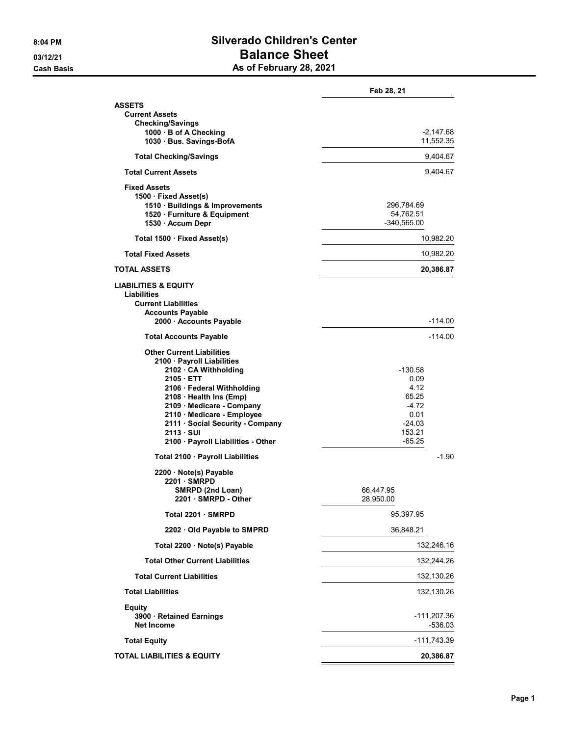# Silverado Children's Center

## Balance Sheet

### As of February 28, 2021

8:04 PM
03/12/21
Cash Basis

| | | Feb 28, 21 |
|---|---|---|
| **ASSETS** | | |
| **Current Assets** | | |
| **Checking/Savings** | | |
| 1000 · B of A Checking | | -2,147.68 |
| 1030 · Bus. Savings-BofA | | 11,552.35 |
| **Total Checking/Savings** | | 9,404.67 |
| **Total Current Assets** | | 9,404.67 |
| **Fixed Assets** | | |
| 1500 · Fixed Asset(s) | | |
| 1510 · Buildings & Improvements | 296,784.69 | |
| 1520 · Furniture & Equipment | 54,762.51 | |
| 1530 · Accum Depr | -340,565.00 | |
| **Total 1500 · Fixed Asset(s)** | | 10,982.20 |
| **Total Fixed Assets** | | 10,982.20 |
| **TOTAL ASSETS** | | **20,386.87** |
| **LIABILITIES & EQUITY** | | |
| **Liabilities** | | |
| **Current Liabilities** | | |
| **Accounts Payable** | | |
| 2000 · Accounts Payable | | -114.00 |
| **Total Accounts Payable** | | -114.00 |
| **Other Current Liabilities** | | |
| 2100 · Payroll Liabilities | | |
| 2102 · CA Withholding | -130.58 | |
| 2105 · ETT | 0.09 | |
| 2106 · Federal Withholding | 4.12 | |
| 2108 · Health Ins (Emp) | 65.25 | |
| 2109 · Medicare - Company | -4.72 | |
| 2110 · Medicare - Employee | 0.01 | |
| 2111 · Social Security - Company | -24.03 | |
| 2113 · SUI | 153.21 | |
| 2100 · Payroll Liabilities - Other | -65.25 | |
| **Total 2100 · Payroll Liabilities** | | -1.90 |
| 2200 · Note(s) Payable | | |
| 2201 · SMRPD | | |
| SMRPD (2nd Loan) | 66,447.95 | |
| 2201 · SMRPD - Other | 28,950.00 | |
| **Total 2201 · SMRPD** | 95,397.95 | |
| 2202 · Old Payable to SMPRD | 36,848.21 | |
| **Total 2200 · Note(s) Payable** | | 132,246.16 |
| **Total Other Current Liabilities** | | 132,244.26 |
| **Total Current Liabilities** | | 132,130.26 |
| **Total Liabilities** | | 132,130.26 |
| **Equity** | | |
| 3900 · Retained Earnings | | -111,207.36 |
| Net Income | | -536.03 |
| **Total Equity** | | -111,743.39 |
| **TOTAL LIABILITIES & EQUITY** | | **20,386.87** |